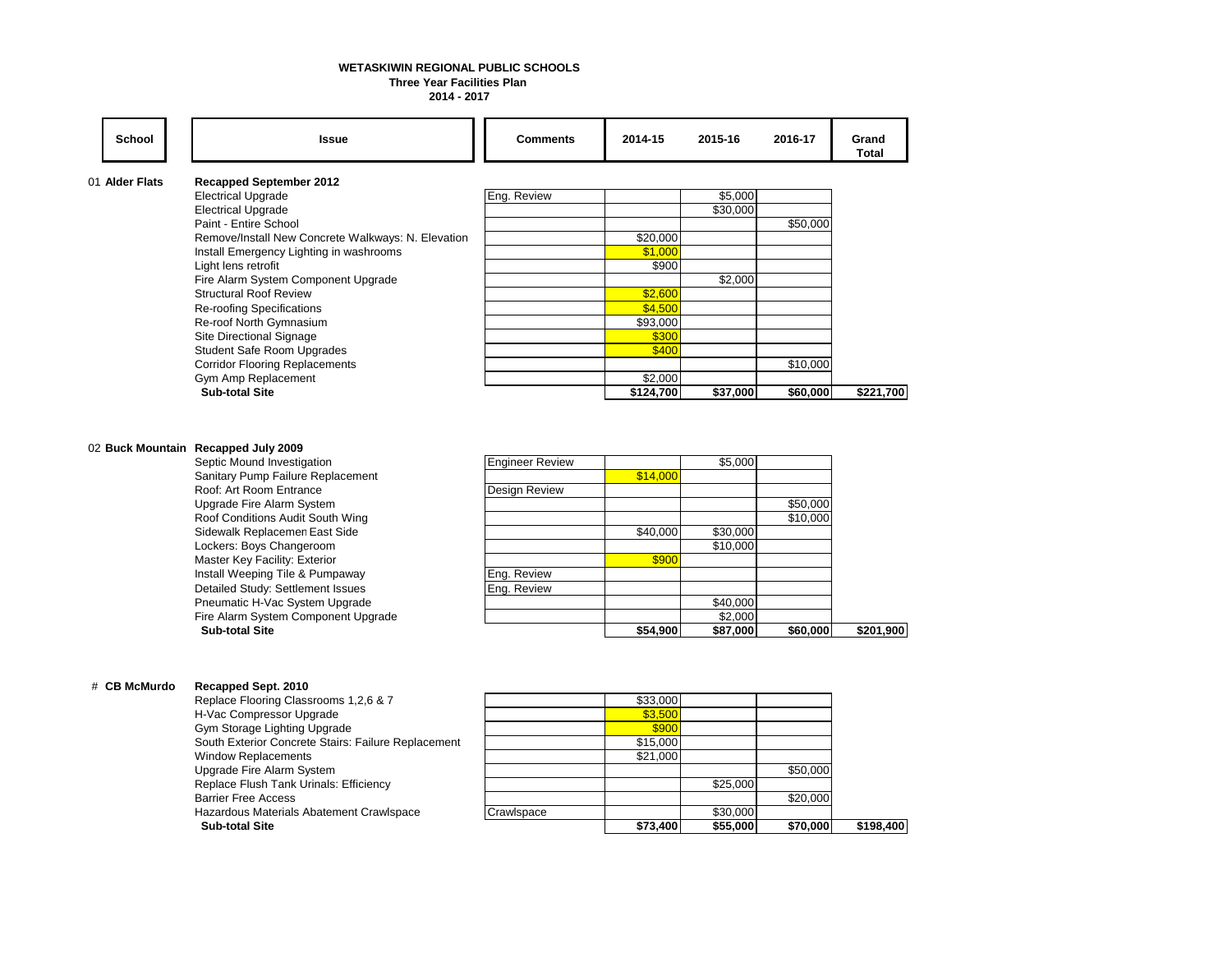**WETASKIWIN REGIONAL PUBLIC SCHOOLS**
**Three Year Facilities Plan**
**2014 - 2017**

| School | Issue | Comments | 2014-15 | 2015-16 | 2016-17 | Grand Total |
|---|---|---|---|---|---|---|
| 01 **Alder Flats** | **Recapped September 2012** | | | | | |
| | Electrical Upgrade | Eng. Review | | $5,000 | | |
| | Electrical Upgrade | | | $30,000 | | |
| | Paint - Entire School | | | | $50,000 | |
| | Remove/Install New Concrete Walkways: N. Elevation | | $20,000 | | | |
| | Install Emergency Lighting in washrooms | | $1,000 | | | |
| | Light lens retrofit | | $900 | | | |
| | Fire Alarm System Component Upgrade | | | $2,000 | | |
| | Structural Roof Review | | $2,600 | | | |
| | Re-roofing Specifications | | $4,500 | | | |
| | Re-roof North Gymnasium | | $93,000 | | | |
| | Site Directional Signage | | $300 | | | |
| | Student Safe Room Upgrades | | $400 | | | |
| | Corridor Flooring Replacements | | | | $10,000 | |
| | Gym Amp Replacement | | $2,000 | | | |
| | **Sub-total Site** | | **$124,700** | **$37,000** | **$60,000** | **$221,700** |
| 02 **Buck Mountain** | **Recapped July 2009** | | | | | |
| | Septic Mound Investigation | Engineer Review | | $5,000 | | |
| | Sanitary Pump Failure Replacement | | $14,000 | | | |
| | Roof: Art Room Entrance | Design Review | | | | |
| | Upgrade Fire Alarm System | | | | $50,000 | |
| | Roof Conditions Audit South Wing | | | | $10,000 | |
| | Sidewalk Replacemen East Side | | $40,000 | $30,000 | | |
| | Lockers: Boys Changeroom | | | $10,000 | | |
| | Master Key Facility: Exterior | | $900 | | | |
| | Install Weeping Tile & Pumpaway | Eng. Review | | | | |
| | Detailed Study: Settlement Issues | Eng. Review | | | | |
| | Pneumatic H-Vac System Upgrade | | | $40,000 | | |
| | Fire Alarm System Component Upgrade | | | $2,000 | | |
| | **Sub-total Site** | | **$54,900** | **$87,000** | **$60,000** | **$201,900** |
| # **CB McMurdo** | **Recapped Sept. 2010** | | | | | |
| | Replace Flooring Classrooms 1,2,6 & 7 | | $33,000 | | | |
| | H-Vac Compressor Upgrade | | $3,500 | | | |
| | Gym Storage Lighting Upgrade | | $900 | | | |
| | South Exterior Concrete Stairs: Failure Replacement | | $15,000 | | | |
| | Window Replacements | | $21,000 | | | |
| | Upgrade Fire Alarm System | | | | $50,000 | |
| | Replace Flush Tank Urinals: Efficiency | | | $25,000 | | |
| | Barrier Free Access | | | | $20,000 | |
| | Hazardous Materials Abatement Crawlspace | Crawlspace | | $30,000 | | |
| | **Sub-total Site** | | **$73,400** | **$55,000** | **$70,000** | **$198,400** |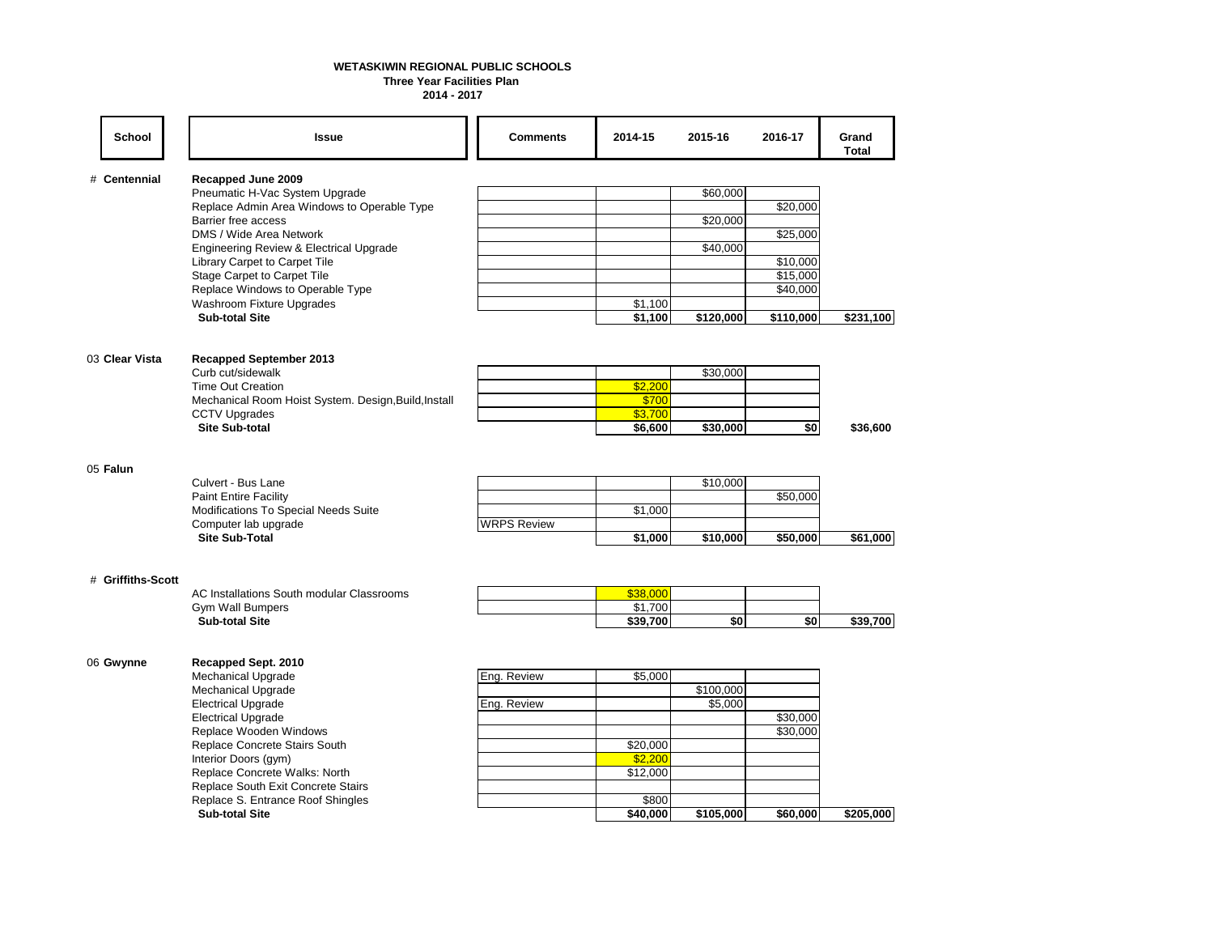**WETASKIWIN REGIONAL PUBLIC SCHOOLS**
**Three Year Facilities Plan**
**2014 - 2017**

| School | Issue | Comments | 2014-15 | 2015-16 | 2016-17 | Grand Total |
|---|---|---|---|---|---|---|
| # **Centennial** | **Recapped June 2009** | | | | | |
| | Pneumatic H-Vac System Upgrade | | | $60,000 | | |
| | Replace Admin Area Windows to Operable Type | | | | $20,000 | |
| | Barrier free access | | | $20,000 | | |
| | DMS / Wide Area Network | | | | $25,000 | |
| | Engineering Review & Electrical Upgrade | | | $40,000 | | |
| | Library Carpet to Carpet Tile | | | | $10,000 | |
| | Stage Carpet to Carpet Tile | | | | $15,000 | |
| | Replace Windows to Operable Type | | | | $40,000 | |
| | Washroom Fixture Upgrades | | $1,100 | | | |
| | **Sub-total Site** | | **$1,100** | **$120,000** | **$110,000** | **$231,100** |
| 03 **Clear Vista** | **Recapped September 2013** | | | | | |
| | Curb cut/sidewalk | | | $30,000 | | |
| | Time Out Creation | | $2,200 | | | |
| | Mechanical Room Hoist System. Design,Build,Install | | $700 | | | |
| | CCTV Upgrades | | $3,700 | | | |
| | **Site Sub-total** | | **$6,600** | **$30,000** | **$0** | **$36,600** |
| 05 **Falun** | | | | | | |
| | Culvert - Bus Lane | | | $10,000 | | |
| | Paint Entire Facility | | | | $50,000 | |
| | Modifications To Special Needs Suite | | $1,000 | | | |
| | Computer lab upgrade | WRPS Review | | | | |
| | **Site Sub-Total** | | **$1,000** | **$10,000** | **$50,000** | **$61,000** |
| # **Griffiths-Scott** | | | | | | |
| | AC Installations South modular Classrooms | | $38,000 | | | |
| | Gym Wall Bumpers | | $1,700 | | | |
| | **Sub-total Site** | | **$39,700** | **$0** | **$0** | **$39,700** |
| 06 **Gwynne** | **Recapped Sept. 2010** | | | | | |
| | Mechanical Upgrade | Eng. Review | $5,000 | | | |
| | Mechanical Upgrade | | | $100,000 | | |
| | Electrical Upgrade | Eng. Review | | $5,000 | | |
| | Electrical Upgrade | | | | $30,000 | |
| | Replace Wooden Windows | | | | $30,000 | |
| | Replace Concrete Stairs South | | $20,000 | | | |
| | Interior Doors (gym) | | $2,200 | | | |
| | Replace Concrete Walks: North | | $12,000 | | | |
| | Replace South Exit Concrete Stairs | | | | | |
| | Replace S. Entrance Roof Shingles | | $800 | | | |
| | **Sub-total Site** | | **$40,000** | **$105,000** | **$60,000** | **$205,000** |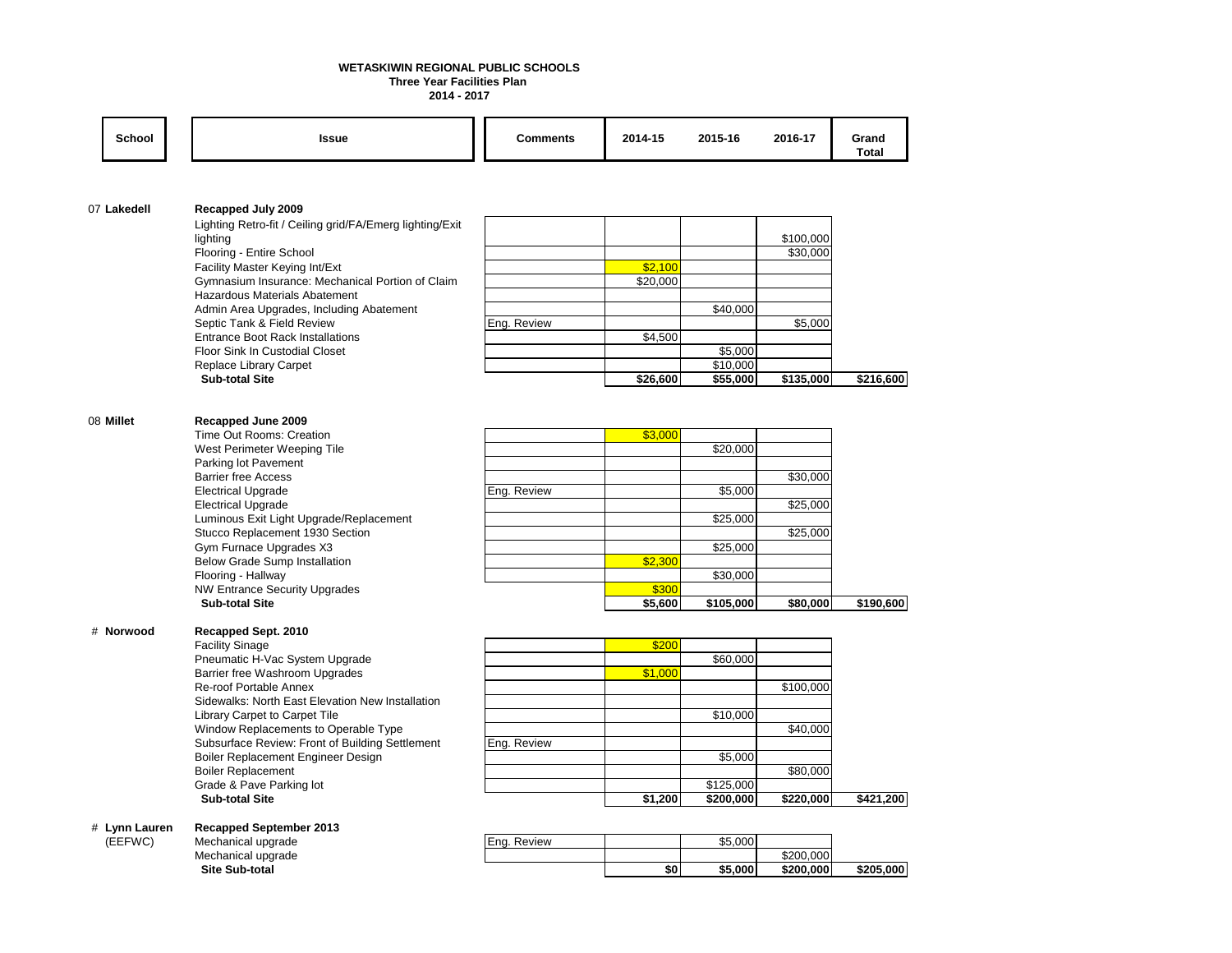**WETASKIWIN REGIONAL PUBLIC SCHOOLS**
**Three Year Facilities Plan**
**2014 - 2017**

| School | Issue | Comments | 2014-15 | 2015-16 | 2016-17 | Grand Total |
|---|---|---|---|---|---|---|
| 07 **Lakedell** | **Recapped July 2009** | | | | | |
| | Lighting Retro-fit / Ceiling grid/FA/Emerg lighting/Exit lighting | | | | $100,000 | |
| | Flooring - Entire School | | | | $30,000 | |
| | Facility Master Keying Int/Ext | | $2,100 | | | |
| | Gymnasium Insurance: Mechanical Portion of Claim | | $20,000 | | | |
| | Hazardous Materials Abatement | | | | | |
| | Admin Area Upgrades, Including Abatement | | | $40,000 | | |
| | Septic Tank & Field Review | Eng. Review | | | $5,000 | |
| | Entrance Boot Rack Installations | | $4,500 | | | |
| | Floor Sink In Custodial Closet | | | $5,000 | | |
| | Replace Library Carpet | | | $10,000 | | |
| | **Sub-total Site** | | **$26,600** | **$55,000** | **$135,000** | **$216,600** |
| 08 **Millet** | **Recapped June 2009** | | | | | |
| | Time Out Rooms: Creation | | $3,000 | | | |
| | West Perimeter Weeping Tile | | | $20,000 | | |
| | Parking lot Pavement | | | | | |
| | Barrier free Access | | | | $30,000 | |
| | Electrical Upgrade | Eng. Review | | $5,000 | | |
| | Electrical Upgrade | | | | $25,000 | |
| | Luminous Exit Light Upgrade/Replacement | | | $25,000 | | |
| | Stucco Replacement 1930 Section | | | | $25,000 | |
| | Gym Furnace Upgrades X3 | | | $25,000 | | |
| | Below Grade Sump Installation | | $2,300 | | | |
| | Flooring - Hallway | | | $30,000 | | |
| | NW Entrance Security Upgrades | | $300 | | | |
| | **Sub-total Site** | | **$5,600** | **$105,000** | **$80,000** | **$190,600** |
| # **Norwood** | **Recapped Sept. 2010** | | | | | |
| | Facility Sinage | | $200 | | | |
| | Pneumatic H-Vac System Upgrade | | | $60,000 | | |
| | Barrier free Washroom Upgrades | | $1,000 | | | |
| | Re-roof Portable Annex | | | | $100,000 | |
| | Sidewalks: North East Elevation New Installation | | | | | |
| | Library Carpet to Carpet Tile | | | $10,000 | | |
| | Window Replacements to Operable Type | | | | $40,000 | |
| | Subsurface Review: Front of Building Settlement | Eng. Review | | | | |
| | Boiler Replacement Engineer Design | | | $5,000 | | |
| | Boiler Replacement | | | | $80,000 | |
| | Grade & Pave Parking lot | | | $125,000 | | |
| | **Sub-total Site** | | **$1,200** | **$200,000** | **$220,000** | **$421,200** |
| # **Lynn Lauren** (EEFWC) | **Recapped September 2013** | | | | | |
| | Mechanical upgrade | Eng. Review | | $5,000 | | |
| | Mechanical upgrade | | | | $200,000 | |
| | **Site Sub-total** | | **$0** | **$5,000** | **$200,000** | **$205,000** |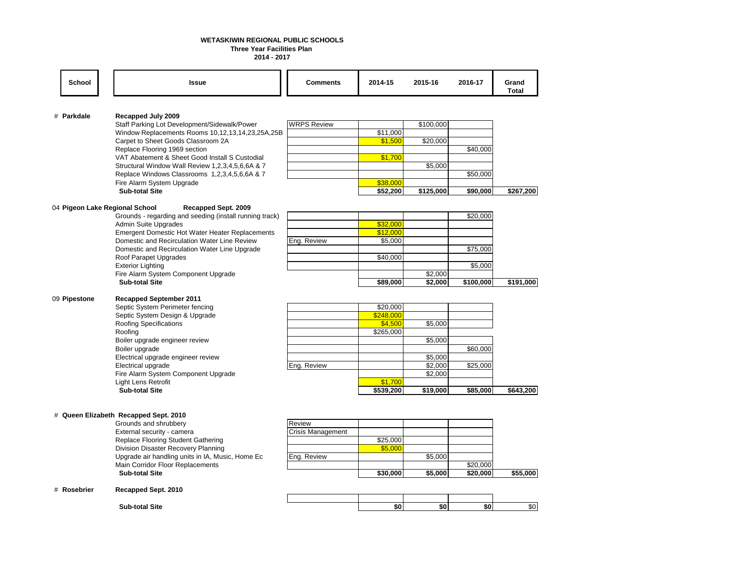**WETASKIWIN REGIONAL PUBLIC SCHOOLS**
**Three Year Facilities Plan**
**2014 - 2017**

| School | Issue | Comments | 2014-15 | 2015-16 | 2016-17 | Grand Total |
|---|---|---|---|---|---|---|
| # **Parkdale** | **Recapped July 2009** | | | | | |
| | Staff Parking Lot Development/Sidewalk/Power | WRPS Review | | $100,000 | | |
| | Window Replacements Rooms 10,12,13,14,23,25A,25B | | $11,000 | | | |
| | Carpet to Sheet Goods Classroom 2A | | $1,500 | $20,000 | | |
| | Replace Flooring 1969 section | | | | $40,000 | |
| | VAT Abatement & Sheet Good Install S Custodial | | $1,700 | | | |
| | Structural Window Wall Review 1,2,3,4,5,6,6A & 7 | | | $5,000 | | |
| | Replace Windows Classrooms 1,2,3,4,5,6,6A & 7 | | | | $50,000 | |
| | Fire Alarm System Upgrade | | $38,000 | | | |
| | **Sub-total Site** | | **$52,200** | **$125,000** | **$90,000** | **$267,200** |
| 04 **Pigeon Lake Regional School** | **Recapped Sept. 2009** | | | | | |
| | Grounds - regarding and seeding (install running track) | | | | $20,000 | |
| | Admin Suite Upgrades | | $32,000 | | | |
| | Emergent Domestic Hot Water Heater Replacements | | $12,000 | | | |
| | Domestic and Recirculation Water Line Review | Eng. Review | $5,000 | | | |
| | Domestic and Recirculation Water Line Upgrade | | | | $75,000 | |
| | Roof Parapet Upgrades | | $40,000 | | | |
| | Exterior Lighting | | | | $5,000 | |
| | Fire Alarm System Component Upgrade | | | $2,000 | | |
| | **Sub-total Site** | | **$89,000** | **$2,000** | **$100,000** | **$191,000** |
| 09 **Pipestone** | **Recapped September 2011** | | | | | |
| | Septic System Perimeter fencing | | $20,000 | | | |
| | Septic System Design & Upgrade | | $248,000 | | | |
| | Roofing Specifications | | $4,500 | $5,000 | | |
| | Roofing | | $265,000 | | | |
| | Boiler upgrade engineer review | | | $5,000 | | |
| | Boiler upgrade | | | | $60,000 | |
| | Electrical upgrade engineer review | | | $5,000 | | |
| | Electrical upgrade | Eng. Review | | $2,000 | $25,000 | |
| | Fire Alarm System Component Upgrade | | | $2,000 | | |
| | Light Lens Retrofit | | $1,700 | | | |
| | **Sub-total Site** | | **$539,200** | **$19,000** | **$85,000** | **$643,200** |
| # **Queen Elizabeth** | **Recapped Sept. 2010** | | | | | |
| | Grounds and shrubbery | Review | | | | |
| | External security - camera | Crisis Management | | | | |
| | Replace Flooring Student Gathering | | $25,000 | | | |
| | Division Disaster Recovery Planning | | $5,000 | | | |
| | Upgrade air handling units in IA, Music, Home Ec | Eng. Review | | $5,000 | | |
| | Main Corridor Floor Replacements | | | | $20,000 | |
| | **Sub-total Site** | | **$30,000** | **$5,000** | **$20,000** | **$55,000** |
| # **Rosebrier** | **Recapped Sept. 2010** | | | | | |
| | **Sub-total Site** | | **$0** | **$0** | **$0** | $0 |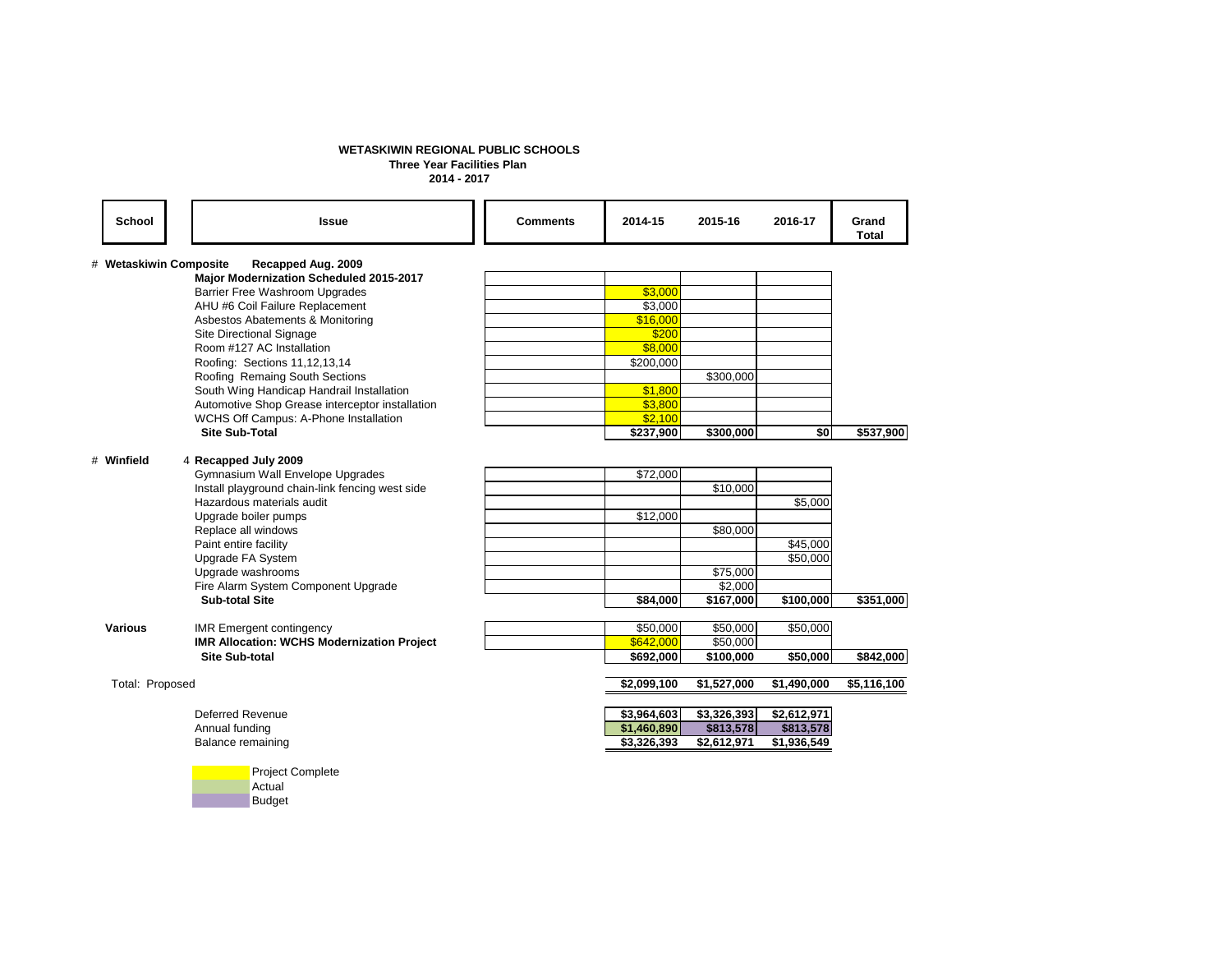**WETASKIWIN REGIONAL PUBLIC SCHOOLS**
**Three Year Facilities Plan**
**2014 - 2017**

| School | Issue | Comments | 2014-15 | 2015-16 | 2016-17 | Grand Total |
|---|---|---|---|---|---|---|
| # **Wetaskiwin Composite** | **Recapped Aug. 2009** | | | | | |
| | **Major Modernization Scheduled 2015-2017** | | | | | |
| | Barrier Free Washroom Upgrades | | $3,000 | | | |
| | AHU #6 Coil Failure Replacement | | $3,000 | | | |
| | Asbestos Abatements & Monitoring | | $16,000 | | | |
| | Site Directional Signage | | $200 | | | |
| | Room #127 AC Installation | | $8,000 | | | |
| | Roofing: Sections 11,12,13,14 | | $200,000 | | | |
| | Roofing Remaing South Sections | | | $300,000 | | |
| | South Wing Handicap Handrail Installation | | $1,800 | | | |
| | Automotive Shop Grease interceptor installation | | $3,800 | | | |
| | WCHS Off Campus: A-Phone Installation | | $2,100 | | | |
| | **Site Sub-Total** | | **$237,900** | **$300,000** | **$0** | **$537,900** |
| # **Winfield** | 4 **Recapped July 2009** | | | | | |
| | Gymnasium Wall Envelope Upgrades | | $72,000 | | | |
| | Install playground chain-link fencing west side | | | $10,000 | | |
| | Hazardous materials audit | | | | $5,000 | |
| | Upgrade boiler pumps | | $12,000 | | | |
| | Replace all windows | | | $80,000 | | |
| | Paint entire facility | | | | $45,000 | |
| | Upgrade FA System | | | | $50,000 | |
| | Upgrade washrooms | | | $75,000 | | |
| | Fire Alarm System Component Upgrade | | | $2,000 | | |
| | **Sub-total Site** | | **$84,000** | **$167,000** | **$100,000** | **$351,000** |
| **Various** | IMR Emergent contingency | | $50,000 | $50,000 | $50,000 | |
| | **IMR Allocation: WCHS Modernization Project** | | $642,000 | $50,000 | | |
| | **Site Sub-total** | | **$692,000** | **$100,000** | **$50,000** | **$842,000** |
| Total: Proposed | | | **$2,099,100** | **$1,527,000** | **$1,490,000** | **$5,116,100** |
| | Deferred Revenue | | **$3,964,603** | **$3,326,393** | **$2,612,971** | |
| | Annual funding | | **$1,460,890** | **$813,578** | **$813,578** | |
| | Balance remaining | | **$3,326,393** | **$2,612,971** | **$1,936,549** | |

Legend:
- Project Complete (yellow)
- Actual (green)
- Budget (purple)